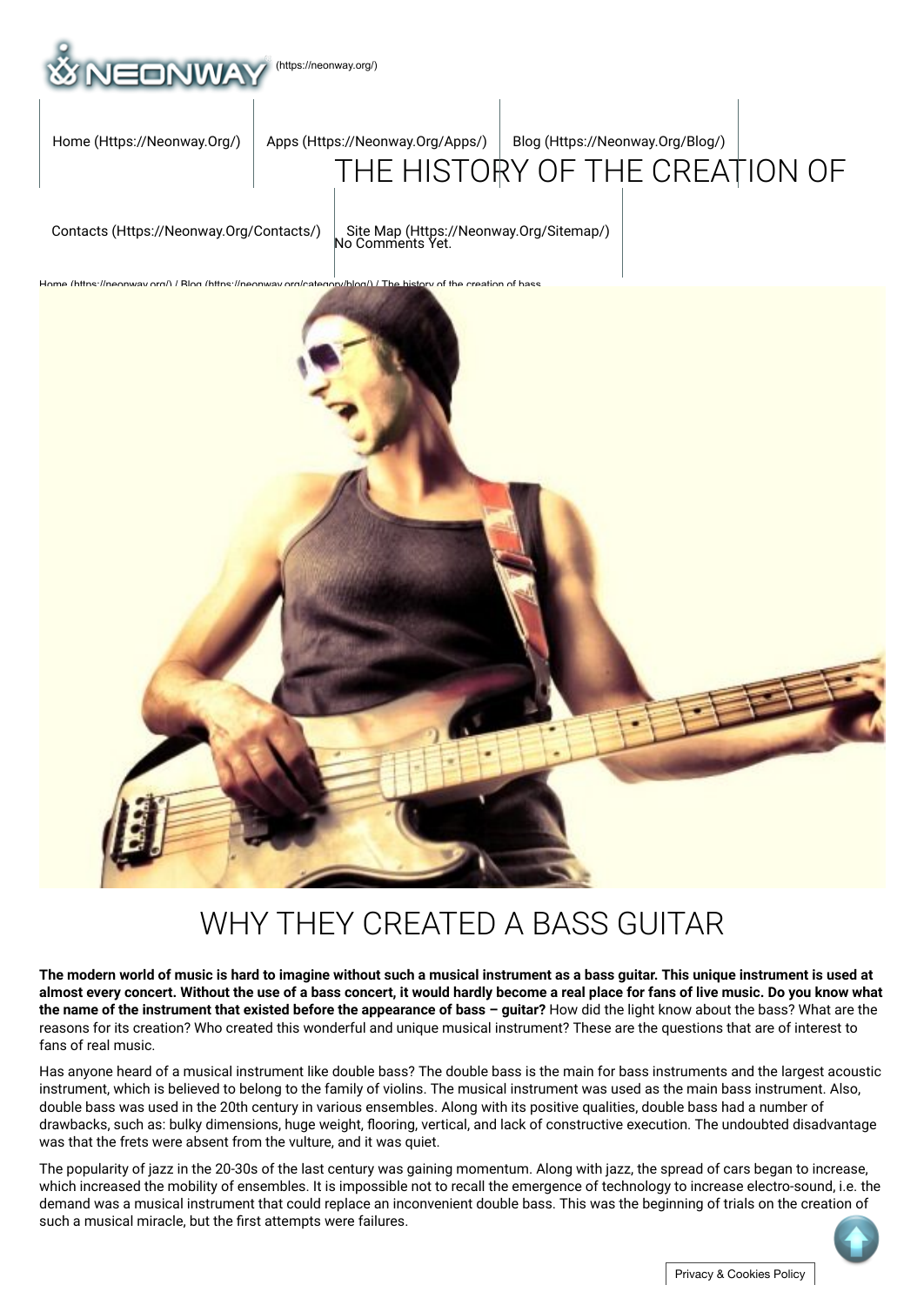(https://neonway.org/)

Home (Https://Neonway.Org/) | Apps (Https://Neonway.Org/Apps/) | Blog (Https://Neonway.Org/Blog/) | Contacts (Https://Neonway.Org/Contacts/) | Site Map (Https://Neonway.Org/Sitemap/)

# THE HISTORY OF THE CREATION OF

No Comments Yet.

Home (https://neonway.org/) / Blog (https://neonway.org/category/blog/) / The history of the creation of bass

## WHY THEY CREATED A BASS GUITAR

**The modern world of music is hard to imagine without such a musical instrument as a bass guitar. This unique instrument is used at almost every concert. Without the use of a bass concert, it would hardly become a real place for fans of live music. Do you know what the name of the instrument that existed before the appearance of bass – guitar?** How did the light know about the bass? What are the reasons for its creation? Who created this wonderful and unique musical instrument? These are the questions that are of interest to fans of real music.

Has anyone heard of a musical instrument like double bass? The double bass is the main for bass instruments and the largest acoustic instrument, which is believed to belong to the family of violins. The musical instrument was used as the main bass instrument. Also, double bass was used in the 20th century in various ensembles. Along with its positive qualities, double bass had a number of drawbacks, such as: bulky dimensions, huge weight, flooring, vertical, and lack of constructive execution. The undoubted disadvantage was that the frets were absent from the vulture, and it was quiet.

The popularity of jazz in the 20-30s of the last century was gaining momentum. Along with jazz, the spread of cars began to increase, which increased the mobility of ensembles. It is impossible not to recall the emergence of technology to increase electro-sound, i.e. the demand was a musical instrument that could replace an inconvenient double bass. This was the beginning of trials on the creation of such a musical miracle, but the first attempts were failures.

Privacy & Cookies Policy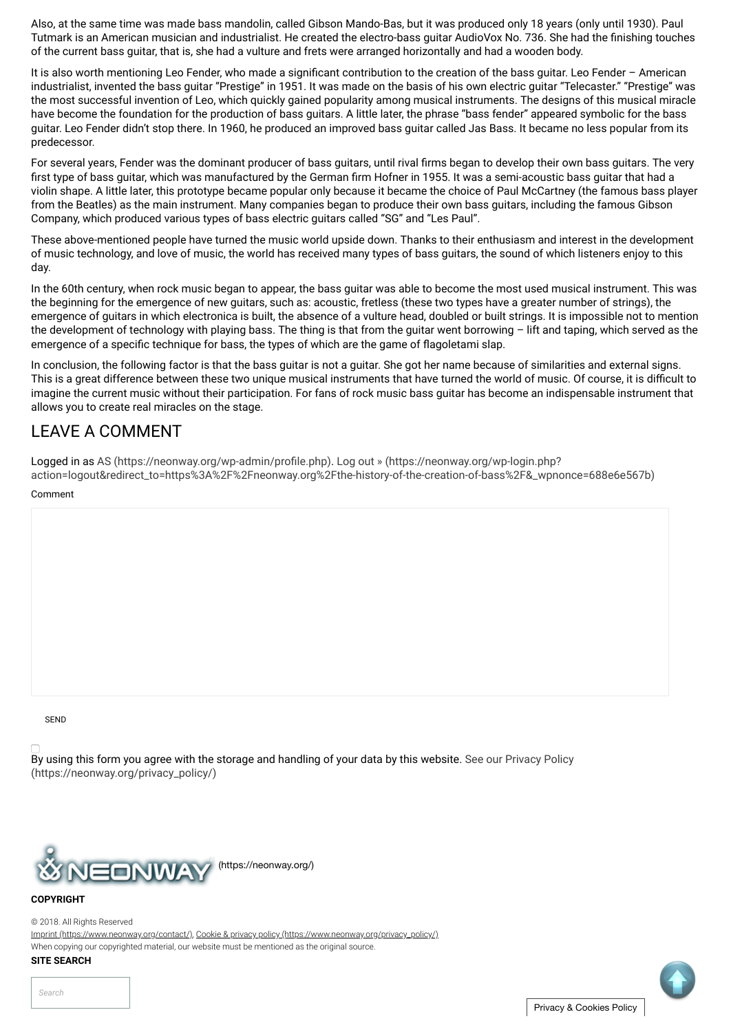Also, at the same time was made bass mandolin, called Gibson Mando-Bas, but it was produced only 18 years (only until 1930). Paul Tutmark is an American musician and industrialist. He created the electro-bass guitar AudioVox No. 736. She had the finishing touches of the current bass guitar, that is, she had a vulture and frets were arranged horizontally and had a wooden body.

It is also worth mentioning Leo Fender, who made a significant contribution to the creation of the bass guitar. Leo Fender – American industrialist, invented the bass guitar "Prestige" in 1951. It was made on the basis of his own electric guitar "Telecaster." "Prestige" was the most successful invention of Leo, which quickly gained popularity among musical instruments. The designs of this musical miracle have become the foundation for the production of bass guitars. A little later, the phrase "bass fender" appeared symbolic for the bass guitar. Leo Fender didn't stop there. In 1960, he produced an improved bass guitar called Jas Bass. It became no less popular from its predecessor.

For several years, Fender was the dominant producer of bass guitars, until rival firms began to develop their own bass guitars. The very first type of bass guitar, which was manufactured by the German firm Hofner in 1955. It was a semi-acoustic bass guitar that had a violin shape. A little later, this prototype became popular only because it became the choice of Paul McCartney (the famous bass player from the Beatles) as the main instrument. Many companies began to produce their own bass guitars, including the famous Gibson Company, which produced various types of bass electric guitars called "SG" and "Les Paul".

These above-mentioned people have turned the music world upside down. Thanks to their enthusiasm and interest in the development of music technology, and love of music, the world has received many types of bass guitars, the sound of which listeners enjoy to this day.

In the 60th century, when rock music began to appear, the bass guitar was able to become the most used musical instrument. This was the beginning for the emergence of new guitars, such as: acoustic, fretless (these two types have a greater number of strings), the emergence of guitars in which electronica is built, the absence of a vulture head, doubled or built strings. It is impossible not to mention the development of technology with playing bass. The thing is that from the guitar went borrowing – lift and taping, which served as the emergence of a specific technique for bass, the types of which are the game of flagoletami slap.

In conclusion, the following factor is that the bass guitar is not a guitar. She got her name because of similarities and external signs. This is a great difference between these two unique musical instruments that have turned the world of music. Of course, it is difficult to imagine the current music without their participation. For fans of rock music bass guitar has become an indispensable instrument that allows you to create real miracles on the stage.

## LEAVE A COMMENT

Logged in as AS (https://neonway.org/wp-admin/profile.php). Log out » (https://neonway.org/wp-login.php?action=logout&redirect_to=https%3A%2F%2Fneonway.org%2Fthe-history-of-the-creation-of-bass%2F&_wpnonce=688e6e567b)

Comment

SEND

By using this form you agree with the storage and handling of your data by this website. See our Privacy Policy (https://neonway.org/privacy_policy/)

(https://neonway.org/)

**COPYRIGHT**

© 2018. All Rights Reserved

Imprint (https://www.neonway.org/contact/), Cookie & privacy policy (https://www.neonway.org/privacy_policy/)

When copying our copyrighted material, our website must be mentioned as the original source.

**SITE SEARCH**

Search

Privacy & Cookies Policy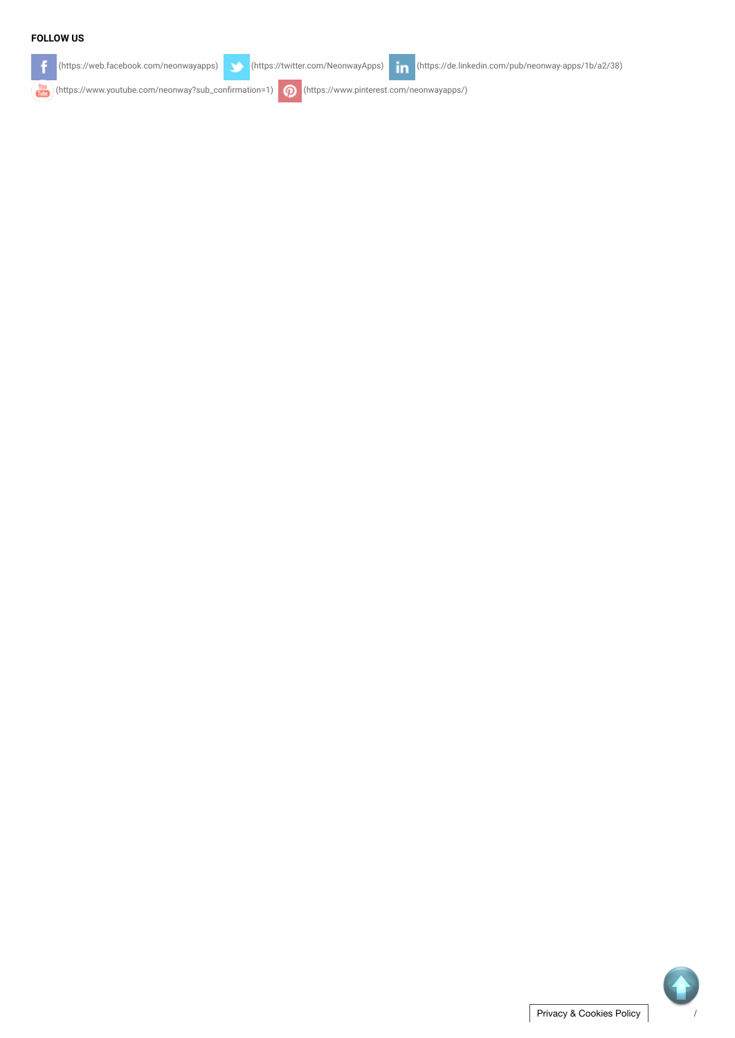**FOLLOW US**

(https://web.facebook.com/neonwayapps) (https://twitter.com/NeonwayApps) (https://de.linkedin.com/pub/neonway-apps/1b/a2/38)

(https://www.youtube.com/neonway?sub_confirmation=1) (https://www.pinterest.com/neonwayapps/)

Privacy & Cookies Policy